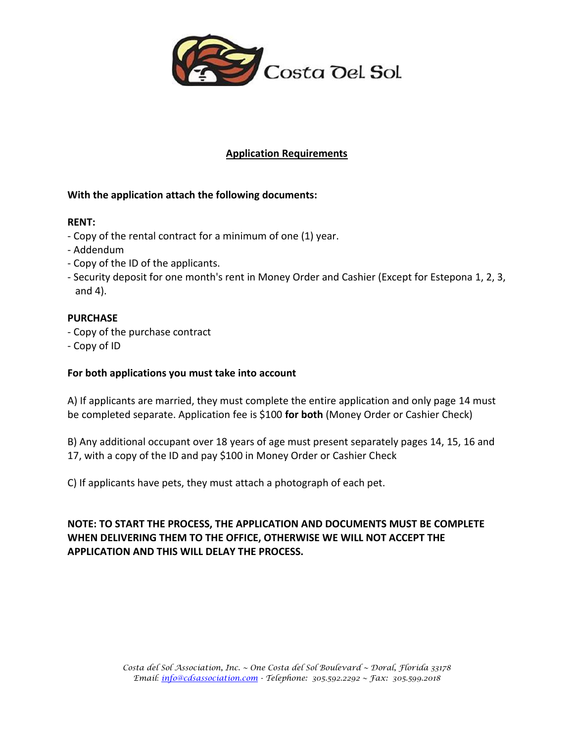Costa Del Sol

## Application Requirements

**With the application attach the following documents:**

**RENT:**

- Copy of the rental contract for a minimum of one (1) year.
- Addendum
- Copy of the ID of the applicants.
- Security deposit for one month's rent in Money Order and Cashier (Except for Estepona 1, 2, 3, and 4).

**PURCHASE**

- Copy of the purchase contract
- Copy of ID

**For both applications you must take into account**

A) If applicants are married, they must complete the entire application and only page 14 must be completed separate. Application fee is $100 **for both** (Money Order or Cashier Check)

B) Any additional occupant over 18 years of age must present separately pages 14, 15, 16 and 17, with a copy of the ID and pay $100 in Money Order or Cashier Check

C) If applicants have pets, they must attach a photograph of each pet.

**NOTE: TO START THE PROCESS, THE APPLICATION AND DOCUMENTS MUST BE COMPLETE WHEN DELIVERING THEM TO THE OFFICE, OTHERWISE WE WILL NOT ACCEPT THE APPLICATION AND THIS WILL DELAY THE PROCESS.**

*Costa del Sol Association, Inc. ~ One Costa del Sol Boulevard ~ Doral, Florida 33178*
*Email: info@cdsassociation.com - Telephone: 305.592.2292 ~ Fax: 305.599.2018*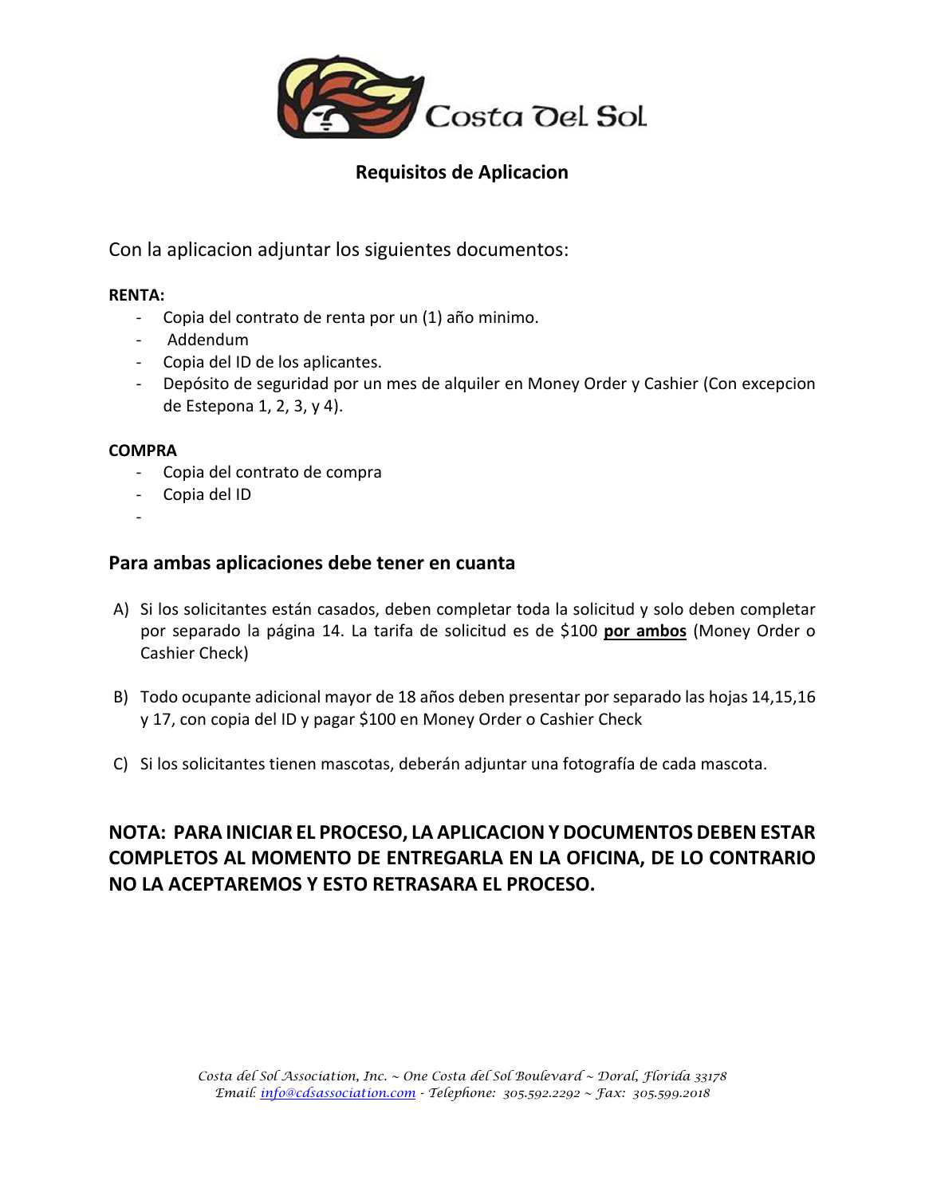Costa Del Sol

## Requisitos de Aplicacion

Con la aplicacion adjuntar los siguientes documentos:

**RENTA:**

- Copia del contrato de renta por un (1) año minimo.
- Addendum
- Copia del ID de los aplicantes.
- Depósito de seguridad por un mes de alquiler en Money Order y Cashier (Con excepcion de Estepona 1, 2, 3, y 4).

**COMPRA**

- Copia del contrato de compra
- Copia del ID
- 

### Para ambas aplicaciones debe tener en cuanta

A) Si los solicitantes están casados, deben completar toda la solicitud y solo deben completar por separado la página 14. La tarifa de solicitud es de $100 **por ambos** (Money Order o Cashier Check)

B) Todo ocupante adicional mayor de 18 años deben presentar por separado las hojas 14,15,16 y 17, con copia del ID y pagar $100 en Money Order o Cashier Check

C) Si los solicitantes tienen mascotas, deberán adjuntar una fotografía de cada mascota.

**NOTA: PARA INICIAR EL PROCESO, LA APLICACION Y DOCUMENTOS DEBEN ESTAR COMPLETOS AL MOMENTO DE ENTREGARLA EN LA OFICINA, DE LO CONTRARIO NO LA ACEPTAREMOS Y ESTO RETRASARA EL PROCESO.**

*Costa del Sol Association, Inc. ~ One Costa del Sol Boulevard ~ Doral, Florida 33178*
*Email: info@cdsassociation.com - Telephone: 305.592.2292 ~ Fax: 305.599.2018*